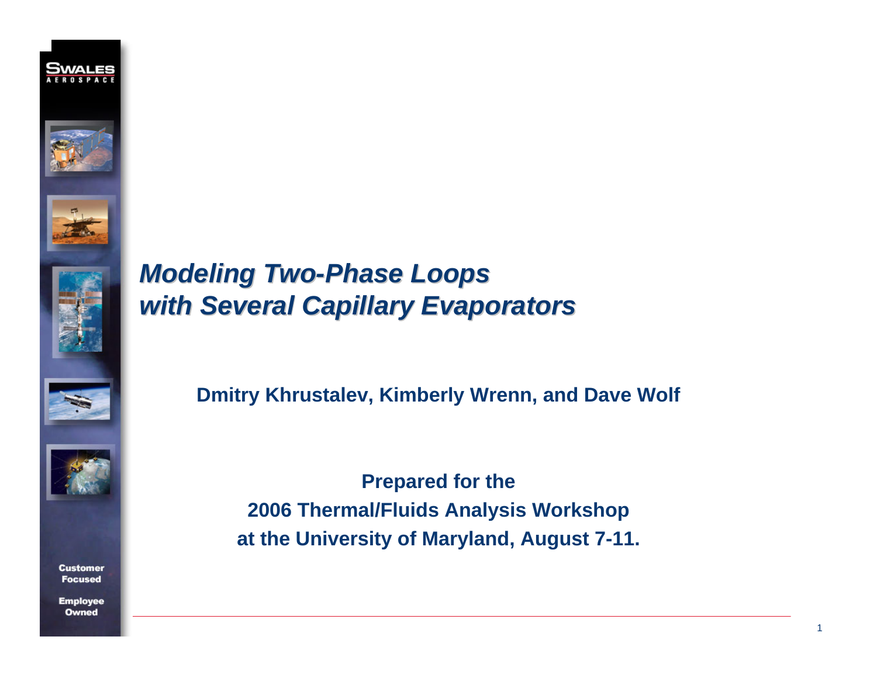# *Modeling Two-Phase Loops with Several Capillary Evaporators*

**Dmitry Khrustalev, Kimberly Wrenn, and Dave Wolf**

**Prepared for the**
**2006 Thermal/Fluids Analysis Workshop**
**at the University of Maryland, August 7-11.**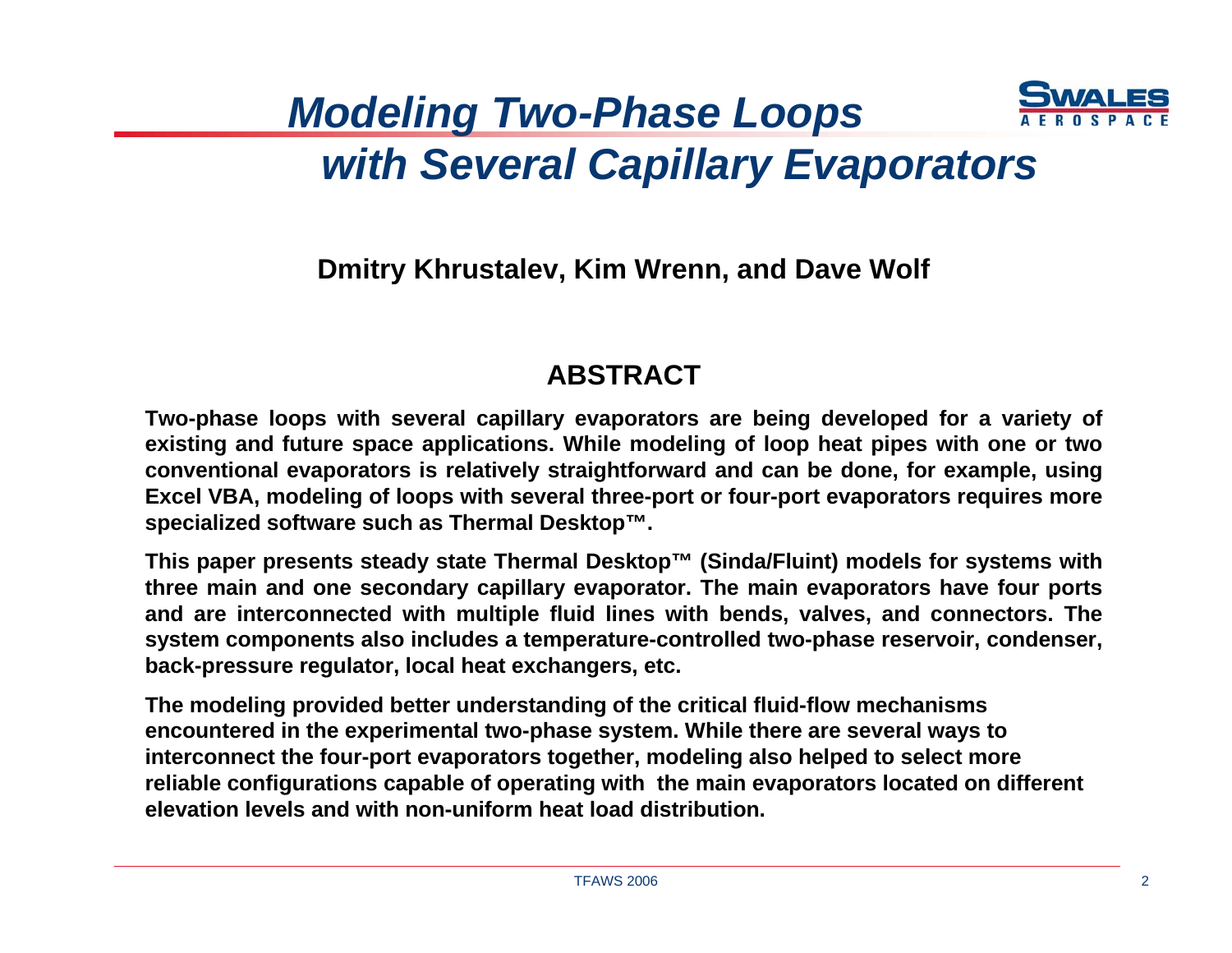# *Modeling Two-Phase Loops with Several Capillary Evaporators*

**Dmitry Khrustalev, Kim Wrenn, and Dave Wolf**

## ABSTRACT

**Two-phase loops with several capillary evaporators are being developed for a variety of existing and future space applications. While modeling of loop heat pipes with one or two conventional evaporators is relatively straightforward and can be done, for example, using Excel VBA, modeling of loops with several three-port or four-port evaporators requires more specialized software such as Thermal Desktop™.**

**This paper presents steady state Thermal Desktop™ (Sinda/Fluint) models for systems with three main and one secondary capillary evaporator. The main evaporators have four ports and are interconnected with multiple fluid lines with bends, valves, and connectors. The system components also includes a temperature-controlled two-phase reservoir, condenser, back-pressure regulator, local heat exchangers, etc.**

**The modeling provided better understanding of the critical fluid-flow mechanisms encountered in the experimental two-phase system. While there are several ways to interconnect the four-port evaporators together, modeling also helped to select more reliable configurations capable of operating with the main evaporators located on different elevation levels and with non-uniform heat load distribution.**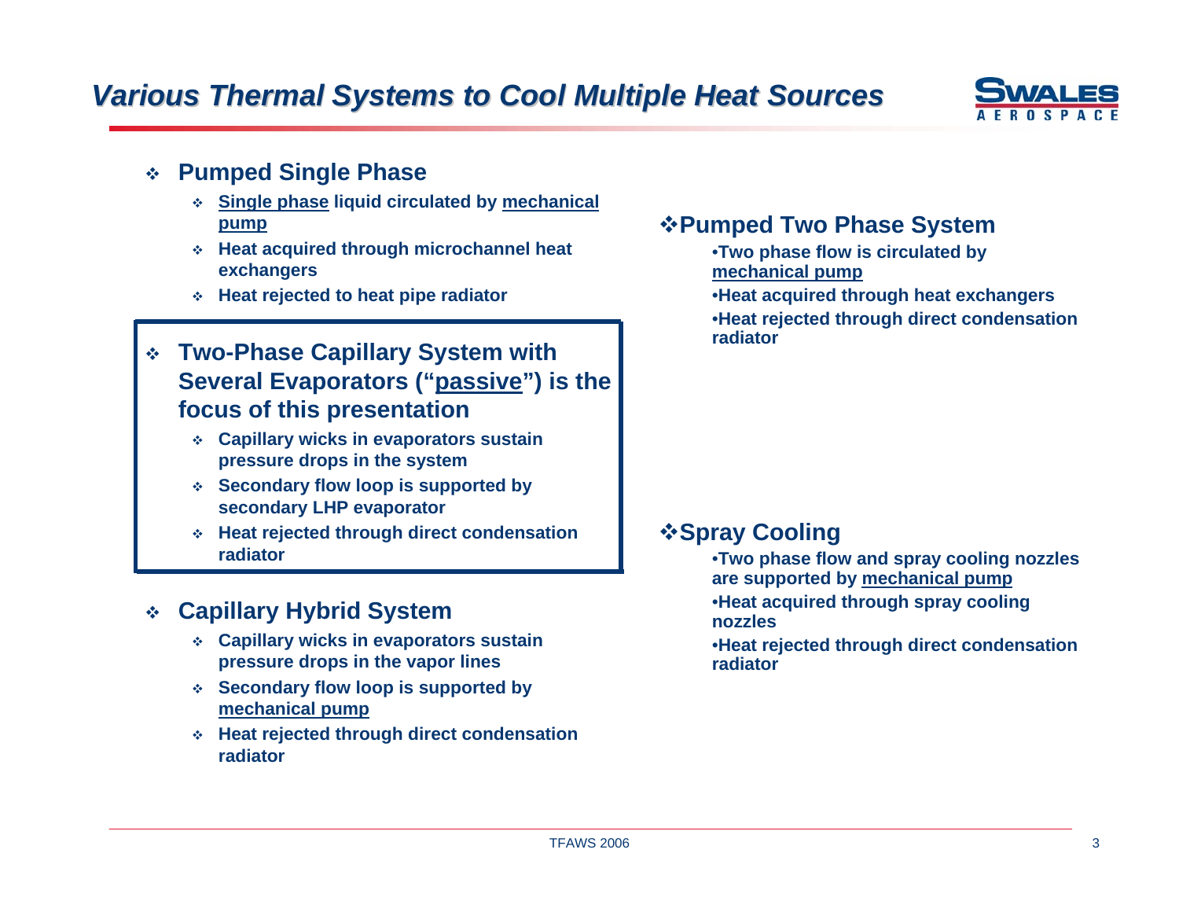# *Various Thermal Systems to Cool Multiple Heat Sources*

- **Pumped Single Phase**
  - **Single phase liquid circulated by mechanical pump**
  - **Heat acquired through microchannel heat exchangers**
  - **Heat rejected to heat pipe radiator**

- **Two-Phase Capillary System with Several Evaporators ("passive") is the focus of this presentation**
  - **Capillary wicks in evaporators sustain pressure drops in the system**
  - **Secondary flow loop is supported by secondary LHP evaporator**
  - **Heat rejected through direct condensation radiator**

- **Capillary Hybrid System**
  - **Capillary wicks in evaporators sustain pressure drops in the vapor lines**
  - **Secondary flow loop is supported by mechanical pump**
  - **Heat rejected through direct condensation radiator**

- **Pumped Two Phase System**
  - **Two phase flow is circulated by mechanical pump**
  - **Heat acquired through heat exchangers**
  - **Heat rejected through direct condensation radiator**

- **Spray Cooling**
  - **Two phase flow and spray cooling nozzles are supported by mechanical pump**
  - **Heat acquired through spray cooling nozzles**
  - **Heat rejected through direct condensation radiator**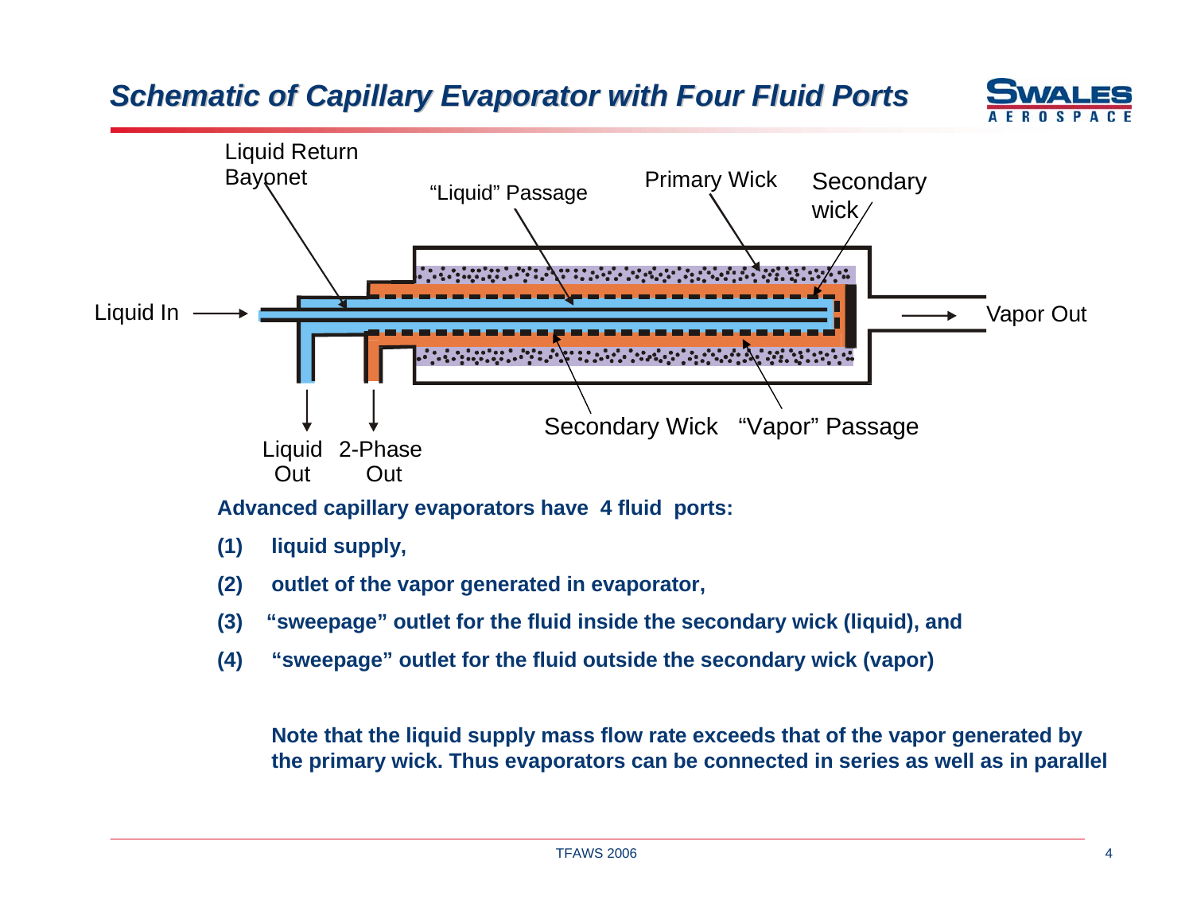# *Schematic of Capillary Evaporator with Four Fluid Ports*

Liquid Return Bayonet

"Liquid" Passage

Primary Wick

Secondary wick

Liquid In

Vapor Out

Secondary Wick

"Vapor" Passage

Liquid Out

2-Phase Out

**Advanced capillary evaporators have 4 fluid ports:**

**(1) liquid supply,**

**(2) outlet of the vapor generated in evaporator,**

**(3) "sweepage" outlet for the fluid inside the secondary wick (liquid), and**

**(4) "sweepage" outlet for the fluid outside the secondary wick (vapor)**

**Note that the liquid supply mass flow rate exceeds that of the vapor generated by the primary wick. Thus evaporators can be connected in series as well as in parallel**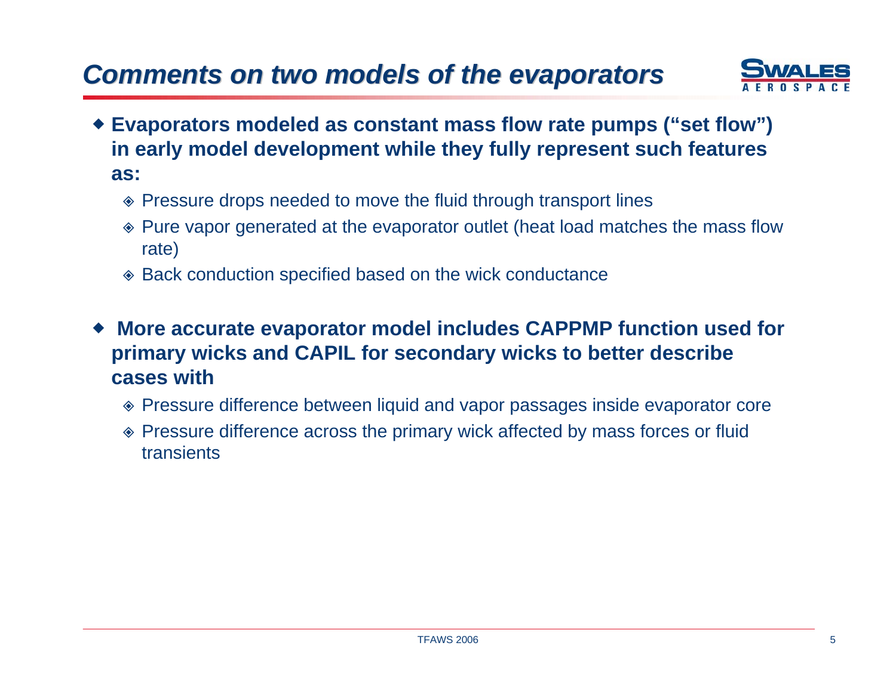# *Comments on two models of the evaporators*

- **Evaporators modeled as constant mass flow rate pumps ("set flow") in early model development while they fully represent such features as:**
  - Pressure drops needed to move the fluid through transport lines
  - Pure vapor generated at the evaporator outlet (heat load matches the mass flow rate)
  - Back conduction specified based on the wick conductance

- **More accurate evaporator model includes CAPPMP function used for primary wicks and CAPIL for secondary wicks to better describe cases with**
  - Pressure difference between liquid and vapor passages inside evaporator core
  - Pressure difference across the primary wick affected by mass forces or fluid transients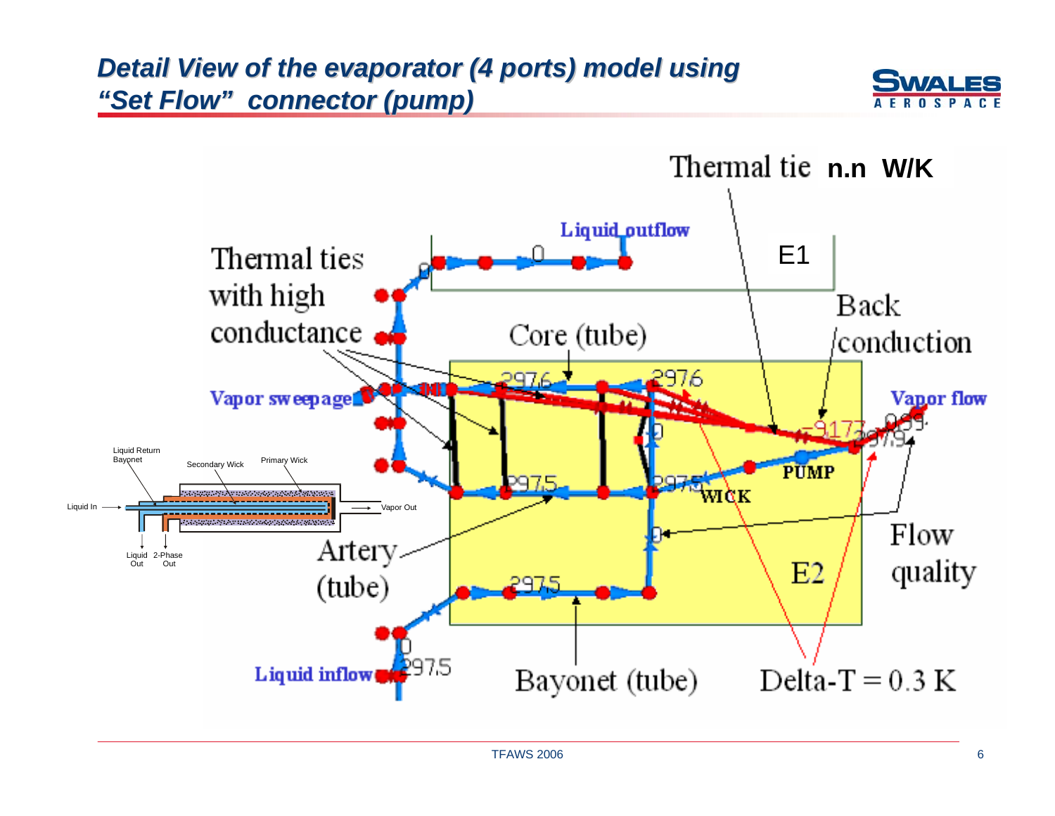# *Detail View of the evaporator (4 ports) model using "Set Flow" connector (pump)*

Thermal tie **n.n W/K**

Liquid outflow

E1

Thermal ties with high conductance

Core (tube)

Back conduction

Vapor sweepage

Vapor flow

PUMP

WICK

Liquid Return Bayonet

Secondary Wick

Primary Wick

Liquid In

Vapor Out

Liquid Out

2-Phase Out

Artery (tube)

Flow quality

E2

Liquid inflow

Bayonet (tube)

Delta-T = 0.3 K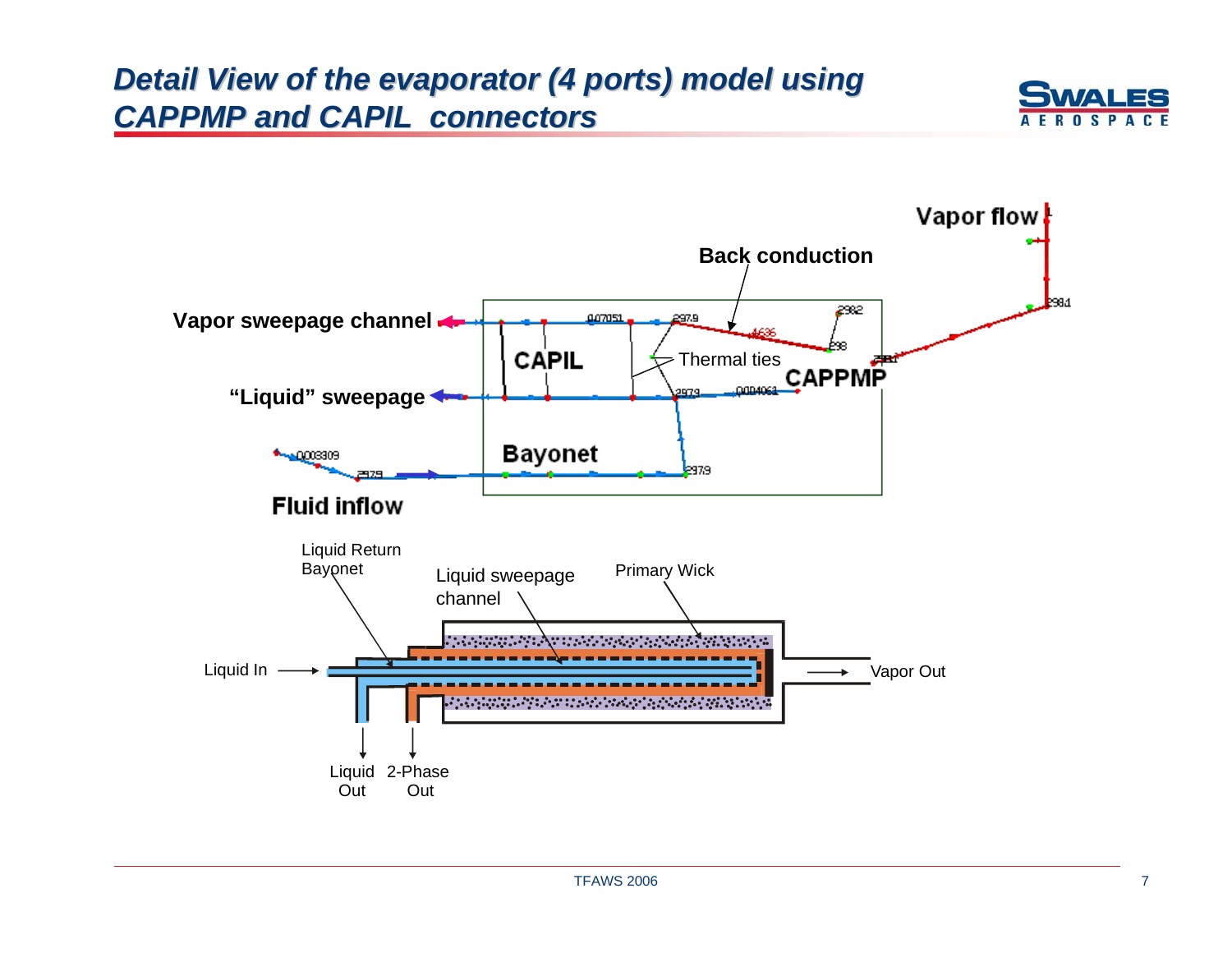# *Detail View of the evaporator (4 ports) model using CAPPMP and CAPIL connectors*

Vapor flow

Back conduction

Vapor sweepage channel

CAPIL

Thermal ties

CAPPMP

"Liquid" sweepage

Bayonet

Fluid inflow

Liquid Return Bayonet

Liquid sweepage channel

Primary Wick

Liquid In

Vapor Out

Liquid Out

2-Phase Out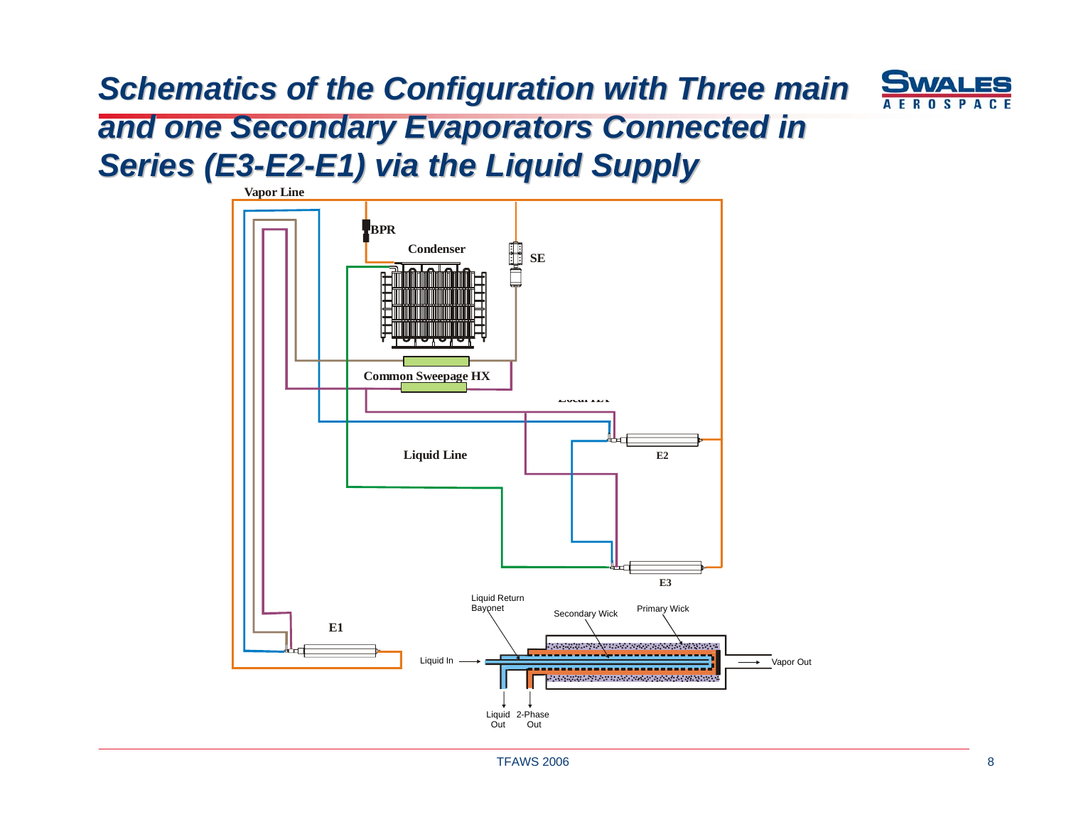# Schematics of the Configuration with Three main and one Secondary Evaporators Connected in Series (E3-E2-E1) via the Liquid Supply

Vapor Line

BPR

Condenser

SE

Common Sweepage HX

Local HX

Liquid Line

E2

E3

E1

Liquid Return Bayonet

Secondary Wick

Primary Wick

Liquid In

Vapor Out

Liquid Out

2-Phase Out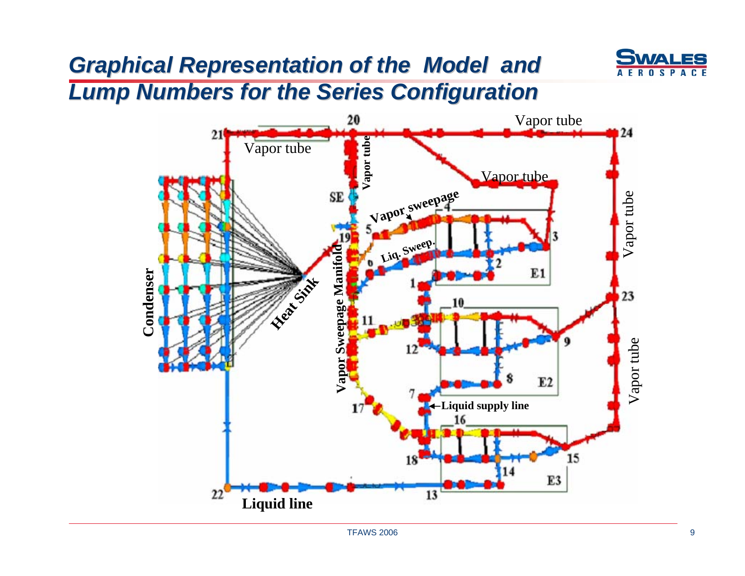# Graphical Representation of the Model and Lump Numbers for the Series Configuration

Vapor tube

Vapor tube

Vapor tube

Vapor tube

Vapor tube

Vapor tube

Vapor sweepage

Liq. Sweep.

Vapor Sweepage Manifold

Heat Sink

Condenser

Liquid supply line

Liquid line

SE

E1

E2

E3

1 2 3 4 5 6 7 8 9 10 11 12 13 14 15 16 17 18 19 20 21 22 23 24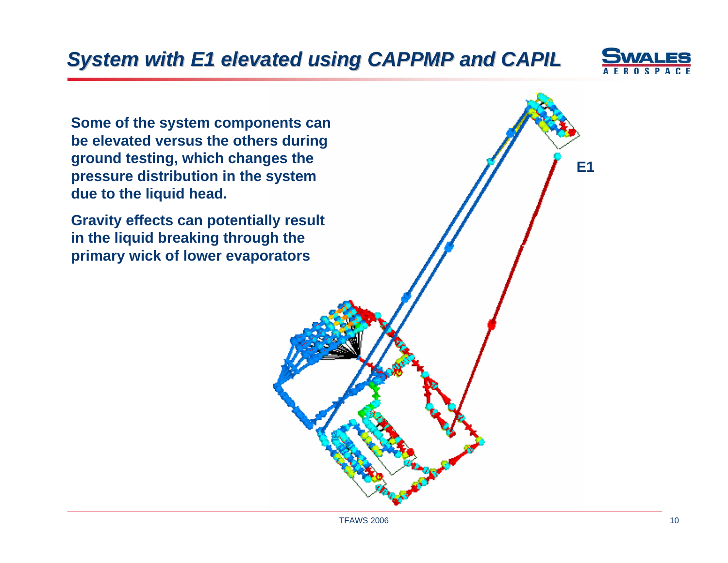# *System with E1 elevated using CAPPMP and CAPIL*

**Some of the system components can be elevated versus the others during ground testing, which changes the pressure distribution in the system due to the liquid head.**

**Gravity effects can potentially result in the liquid breaking through the primary wick of lower evaporators**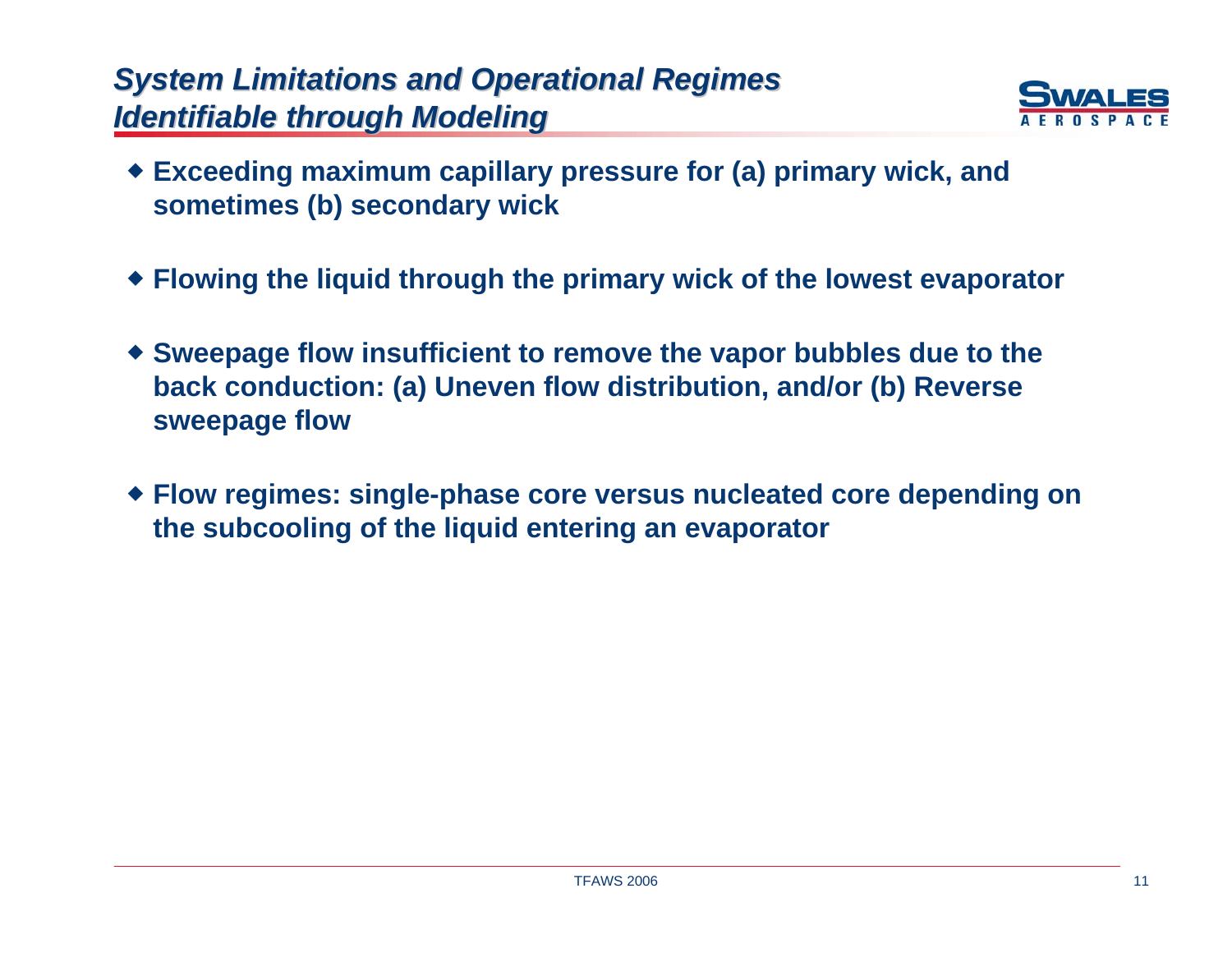## *System Limitations and Operational Regimes Identifiable through Modeling*

- **Exceeding maximum capillary pressure for (a) primary wick, and sometimes (b) secondary wick**
- **Flowing the liquid through the primary wick of the lowest evaporator**
- **Sweepage flow insufficient to remove the vapor bubbles due to the back conduction: (a) Uneven flow distribution, and/or (b) Reverse sweepage flow**
- **Flow regimes: single-phase core versus nucleated core depending on the subcooling of the liquid entering an evaporator**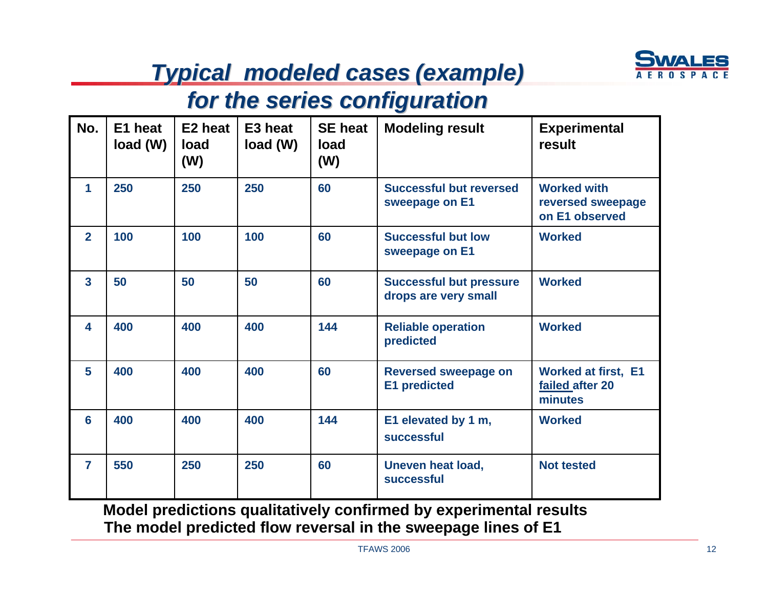# *Typical modeled cases (example) for the series configuration*

| No. | E1 heat load (W) | E2 heat load (W) | E3 heat load (W) | SE heat load (W) | Modeling result | Experimental result |
|---|---|---|---|---|---|---|
| 1 | 250 | 250 | 250 | 60 | Successful but reversed sweepage on E1 | Worked with reversed sweepage on E1 observed |
| 2 | 100 | 100 | 100 | 60 | Successful but low sweepage on E1 | Worked |
| 3 | 50 | 50 | 50 | 60 | Successful but pressure drops are very small | Worked |
| 4 | 400 | 400 | 400 | 144 | Reliable operation predicted | Worked |
| 5 | 400 | 400 | 400 | 60 | Reversed sweepage on E1 predicted | Worked at first, E1 failed after 20 minutes |
| 6 | 400 | 400 | 400 | 144 | E1 elevated by 1 m, successful | Worked |
| 7 | 550 | 250 | 250 | 60 | Uneven heat load, successful | Not tested |

**Model predictions qualitatively confirmed by experimental results**
**The model predicted flow reversal in the sweepage lines of E1**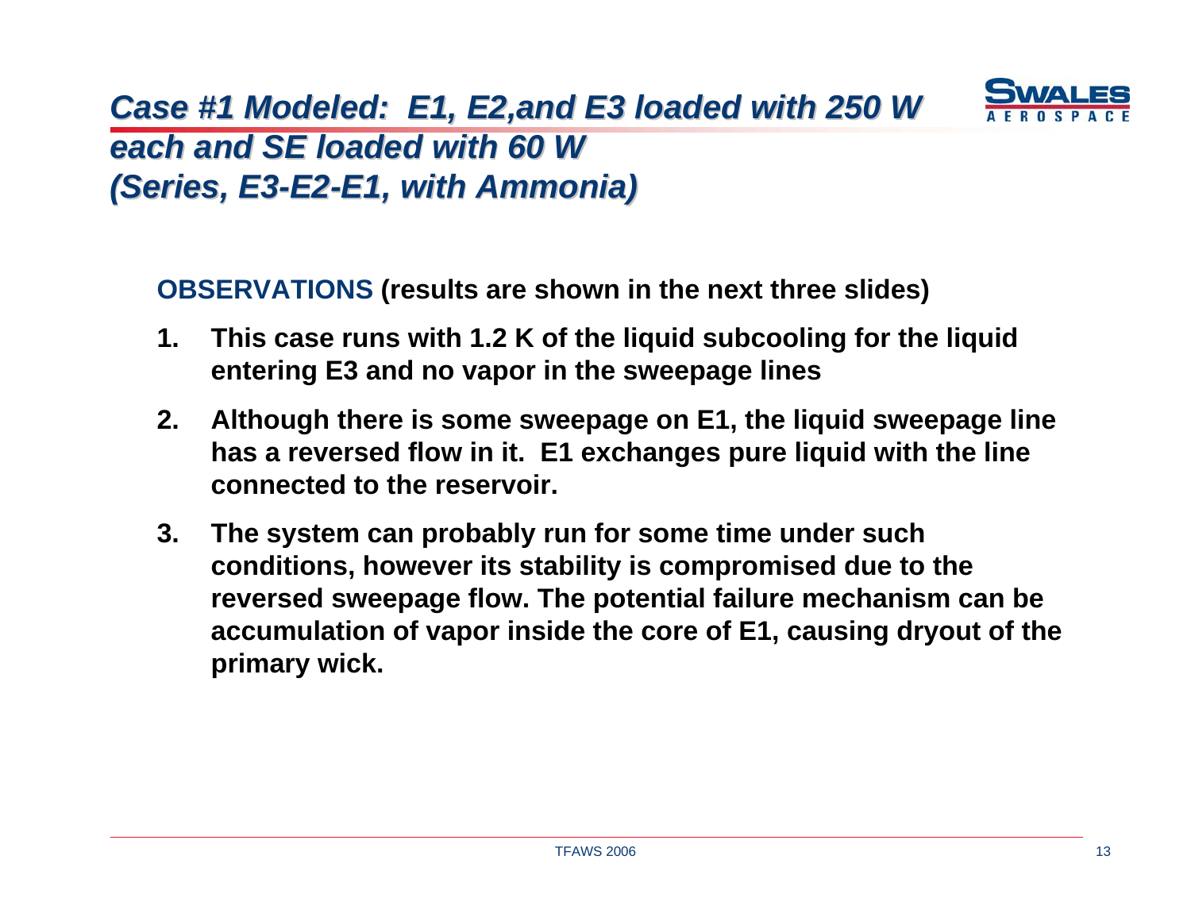# *Case #1 Modeled: E1, E2,and E3 loaded with 250 W each and SE loaded with 60 W (Series, E3-E2-E1, with Ammonia)*

**OBSERVATIONS (results are shown in the next three slides)**

1. **This case runs with 1.2 K of the liquid subcooling for the liquid entering E3 and no vapor in the sweepage lines**
2. **Although there is some sweepage on E1, the liquid sweepage line has a reversed flow in it. E1 exchanges pure liquid with the line connected to the reservoir.**
3. **The system can probably run for some time under such conditions, however its stability is compromised due to the reversed sweepage flow. The potential failure mechanism can be accumulation of vapor inside the core of E1, causing dryout of the primary wick.**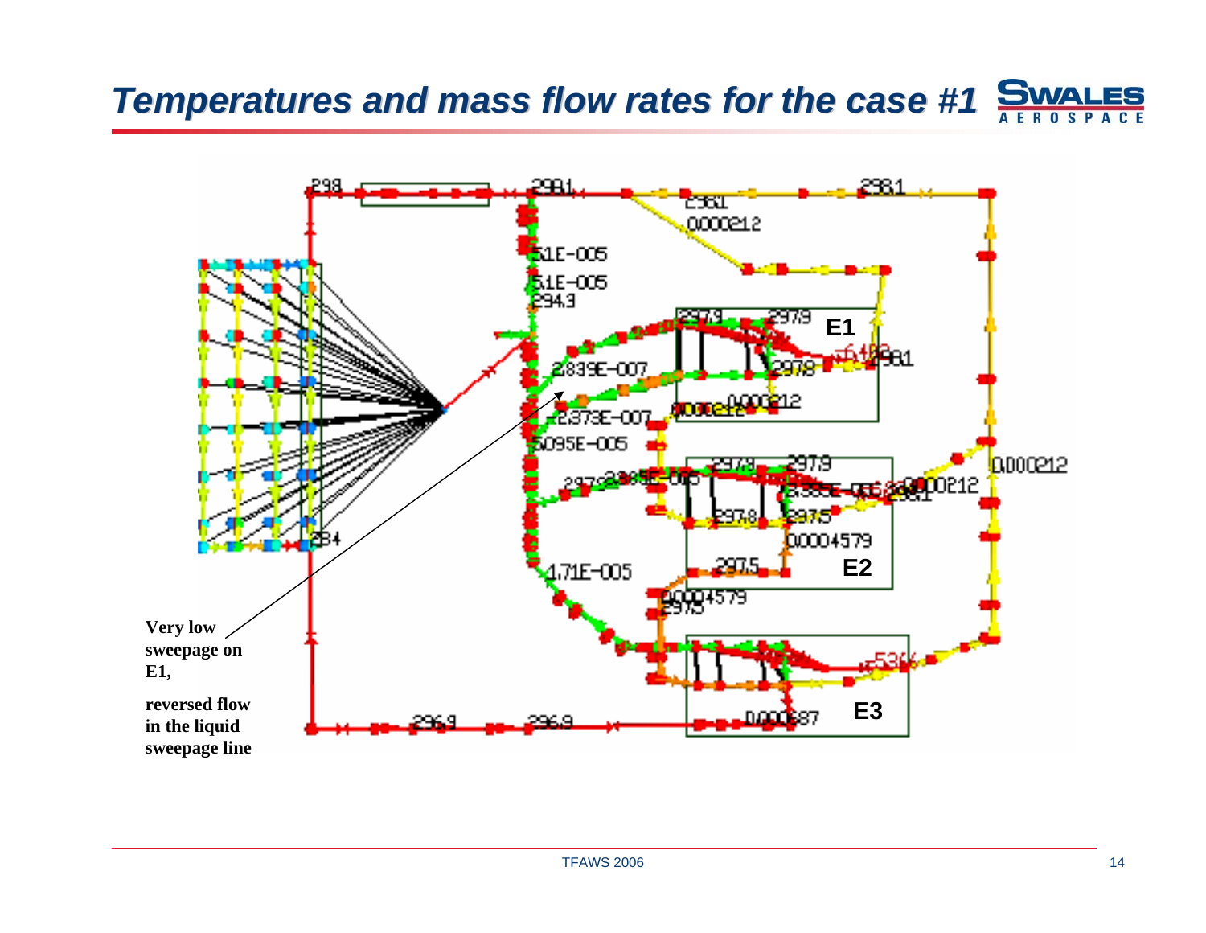# Temperatures and mass flow rates for the case #1

**Very low sweepage on E1,**

**reversed flow in the liquid sweepage line**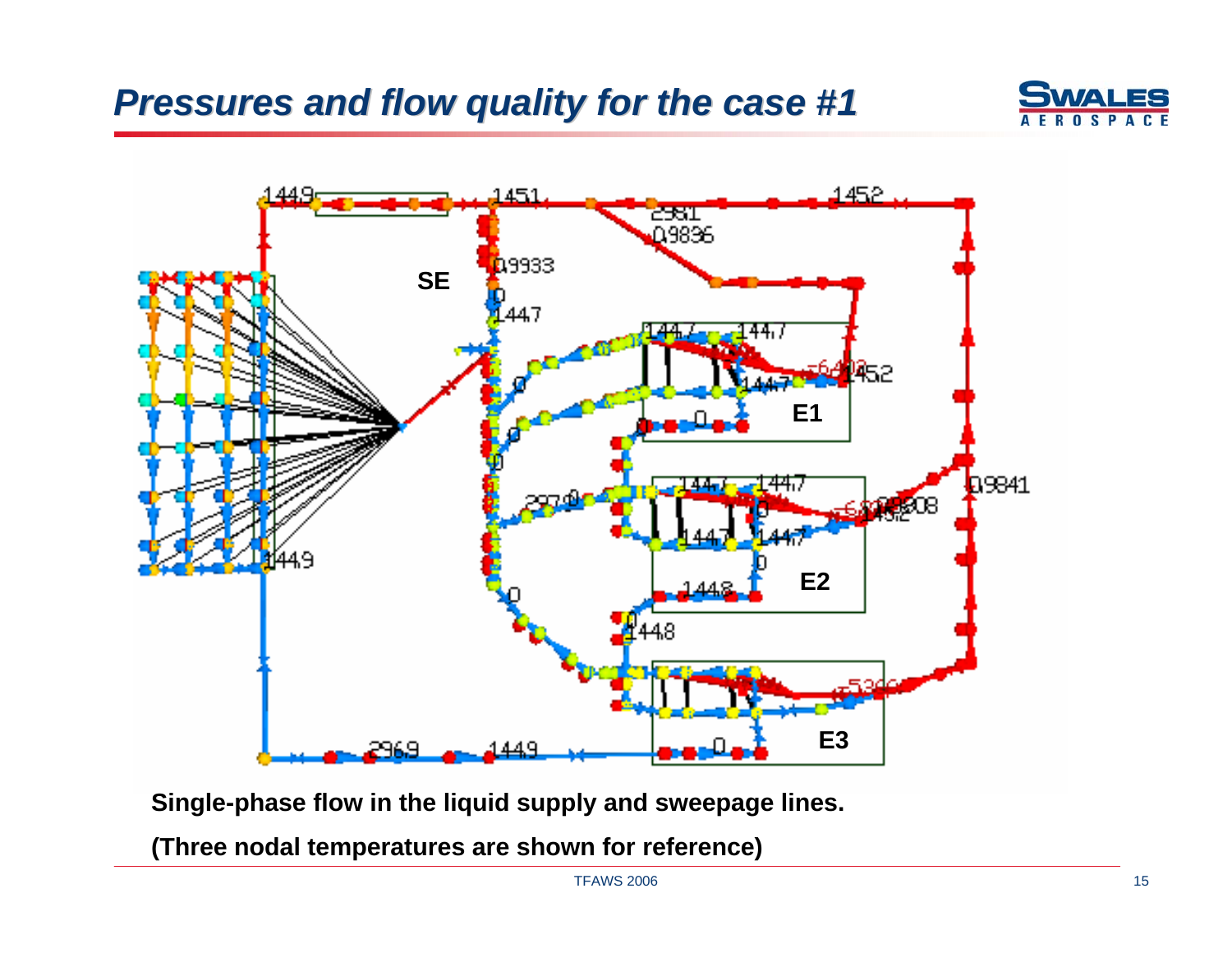# Pressures and flow quality for the case #1

**Single-phase flow in the liquid supply and sweepage lines.**

**(Three nodal temperatures are shown for reference)**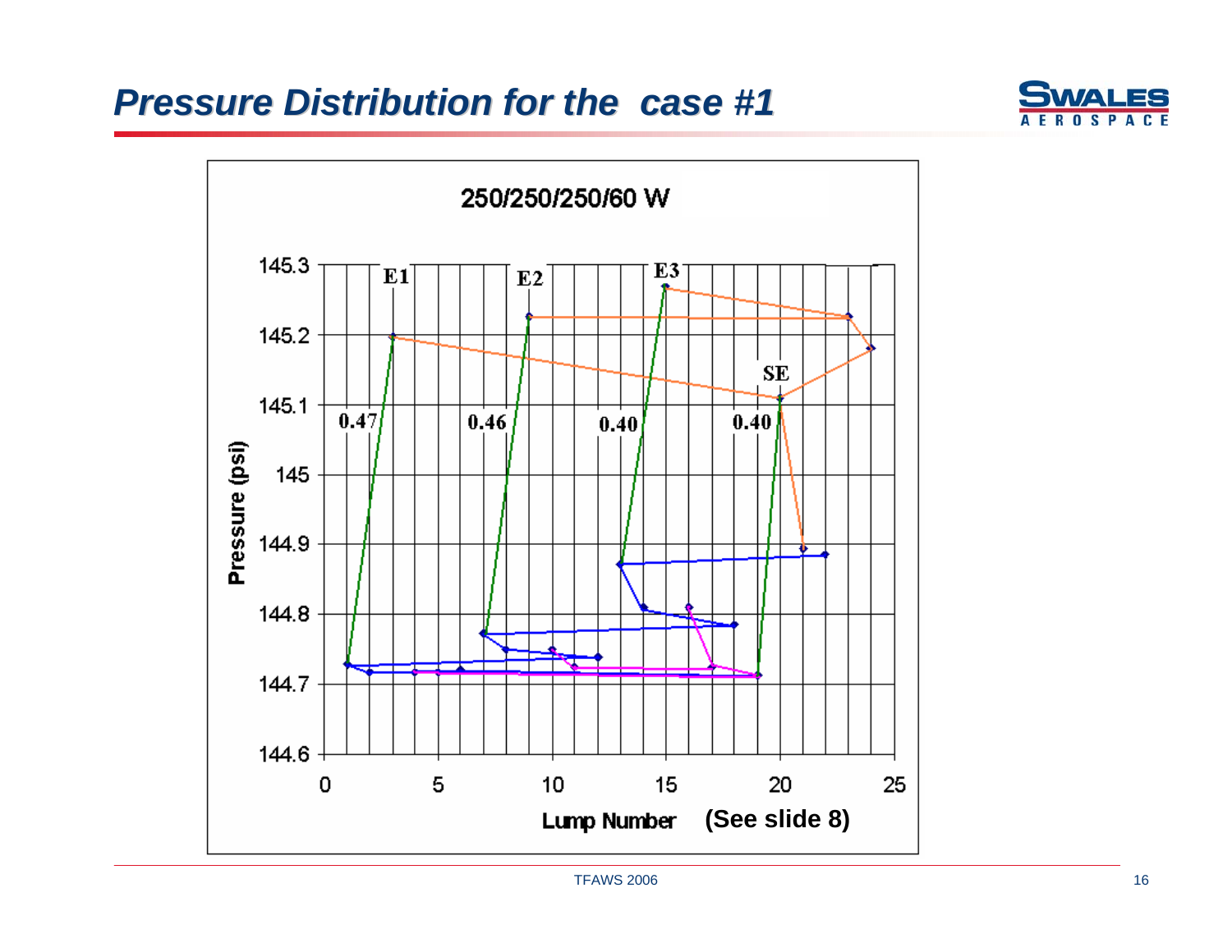# Pressure Distribution for the case #1

250/250/250/60 W

Pressure (psi)

145.3, 145.2, 145.1, 145, 144.9, 144.8, 144.7, 144.6

E1, E2, E3, SE

0.47, 0.46, 0.40, 0.40

0, 5, 10, 15, 20, 25

Lump Number **(See slide 8)**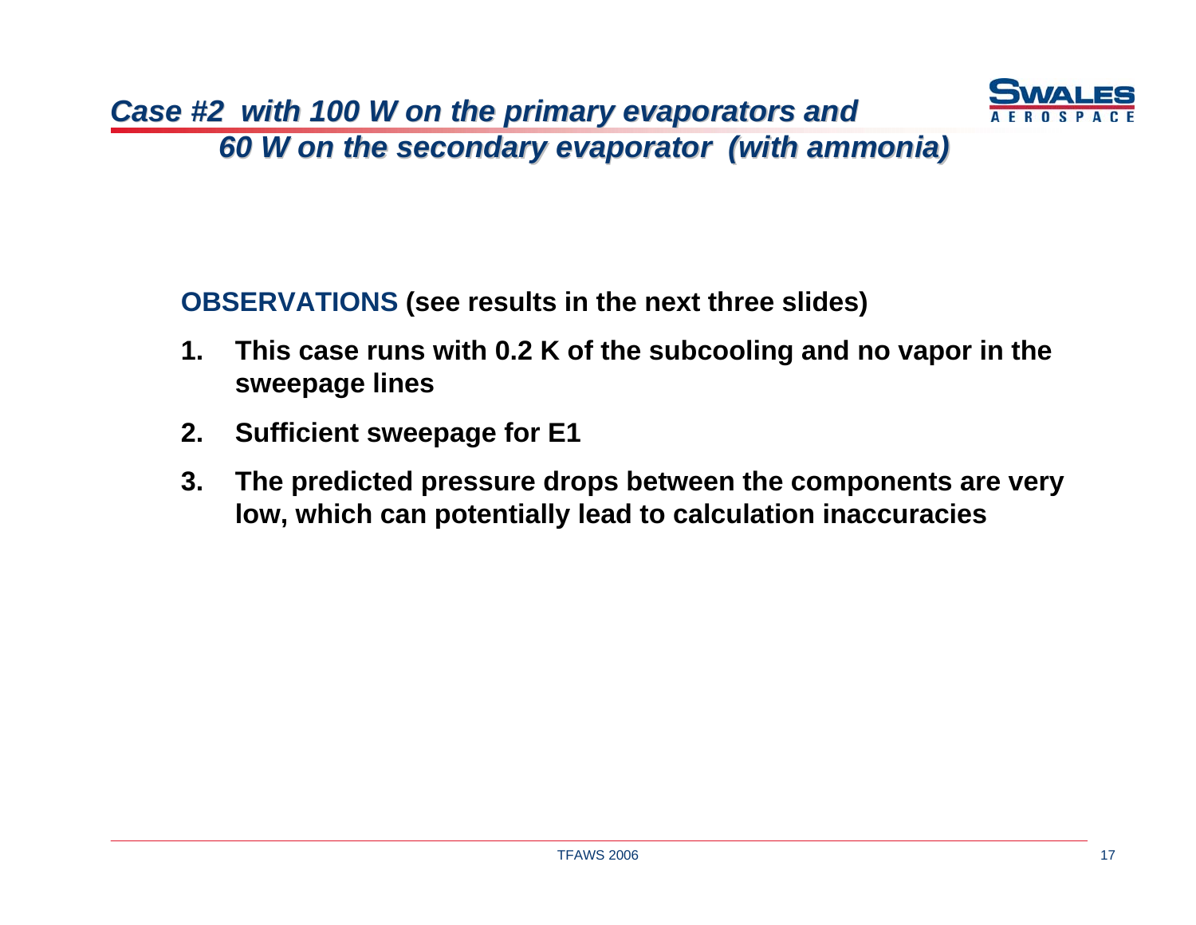## *Case #2 with 100 W on the primary evaporators and 60 W on the secondary evaporator (with ammonia)*

**OBSERVATIONS (see results in the next three slides)**

1. **This case runs with 0.2 K of the subcooling and no vapor in the sweepage lines**
2. **Sufficient sweepage for E1**
3. **The predicted pressure drops between the components are very low, which can potentially lead to calculation inaccuracies**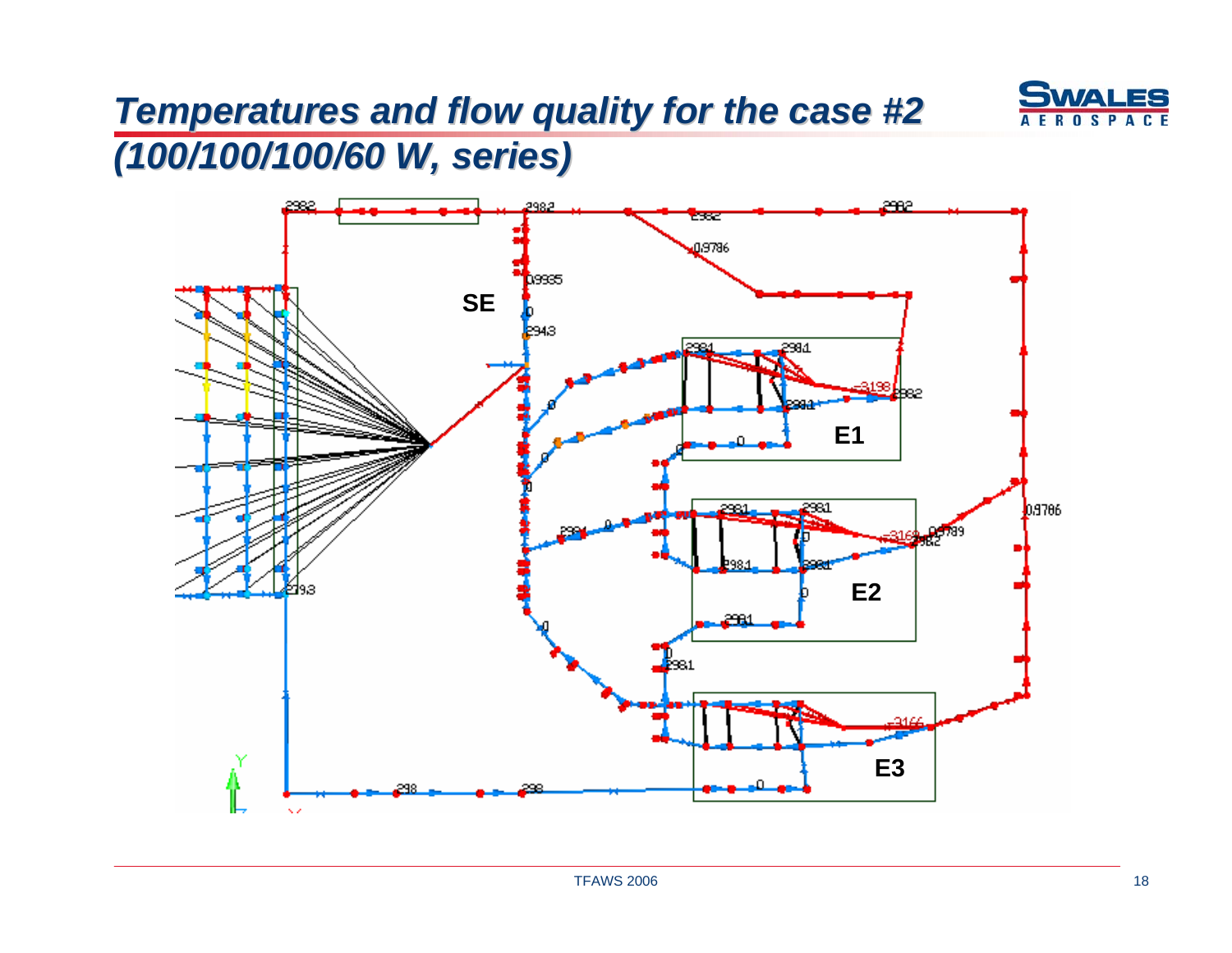# Temperatures and flow quality for the case #2 (100/100/100/60 W, series)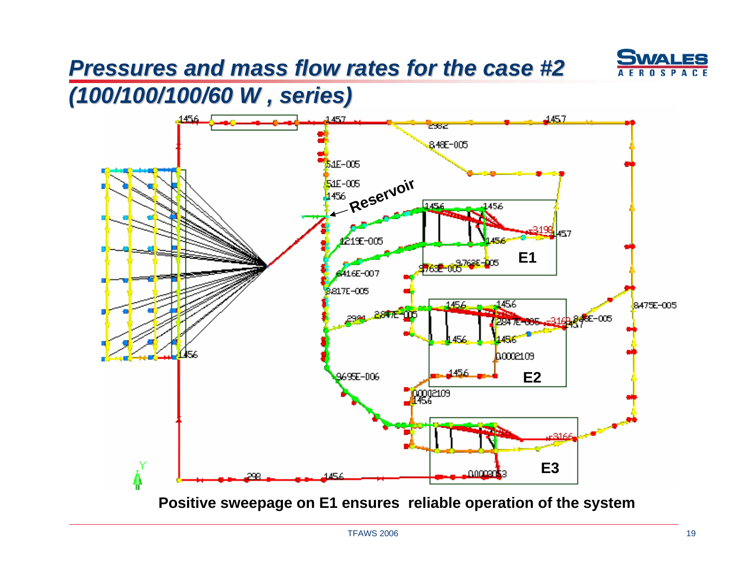# *Pressures and mass flow rates for the case #2 (100/100/100/60 W , series)*

Positive sweepage on E1 ensures reliable operation of the system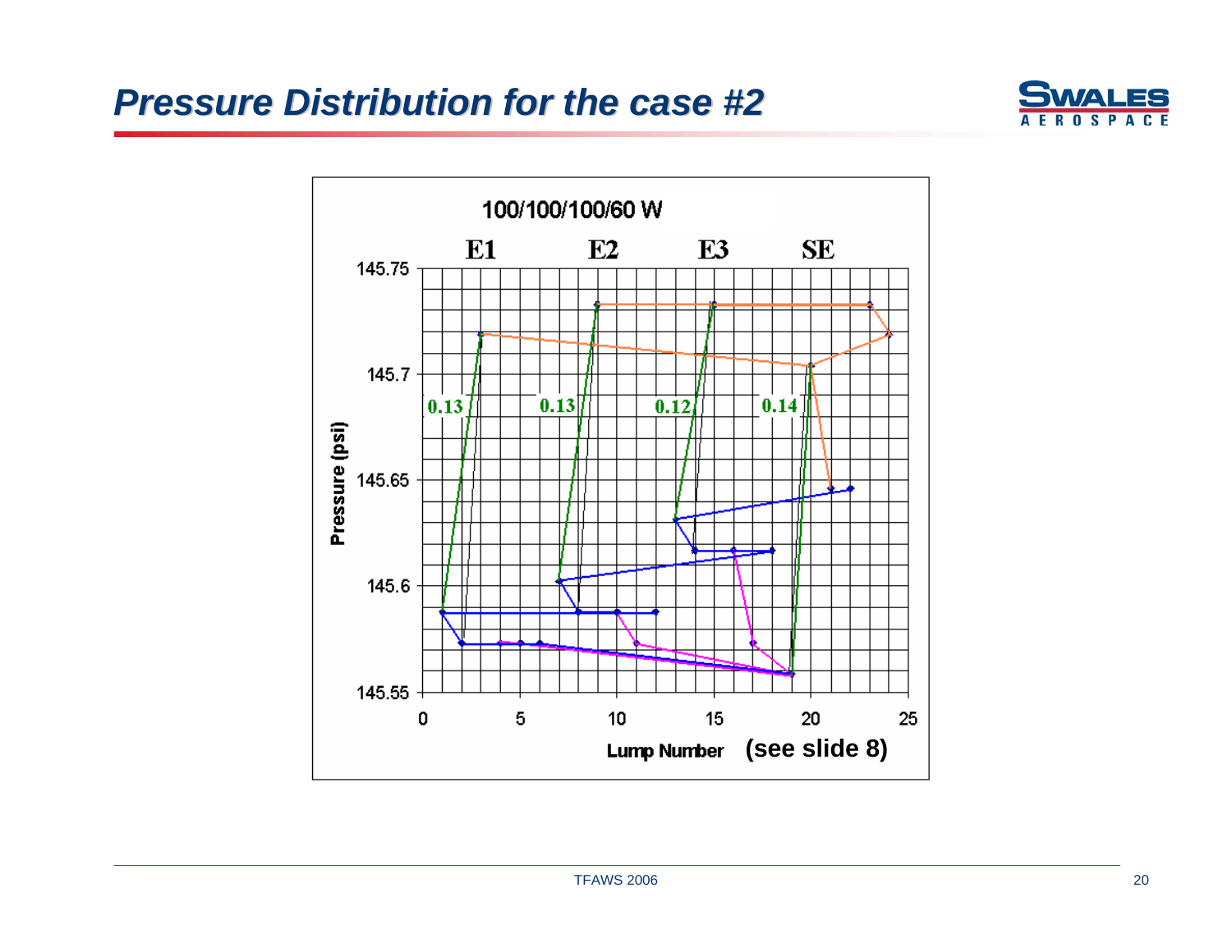# Pressure Distribution for the case #2

100/100/100/60 W

E1 E2 E3 SE

145.75

145.7

145.65

145.6

145.55

0.13 0.13 0.12 0.14

Pressure (psi)

0 5 10 15 20 25

Lump Number **(see slide 8)**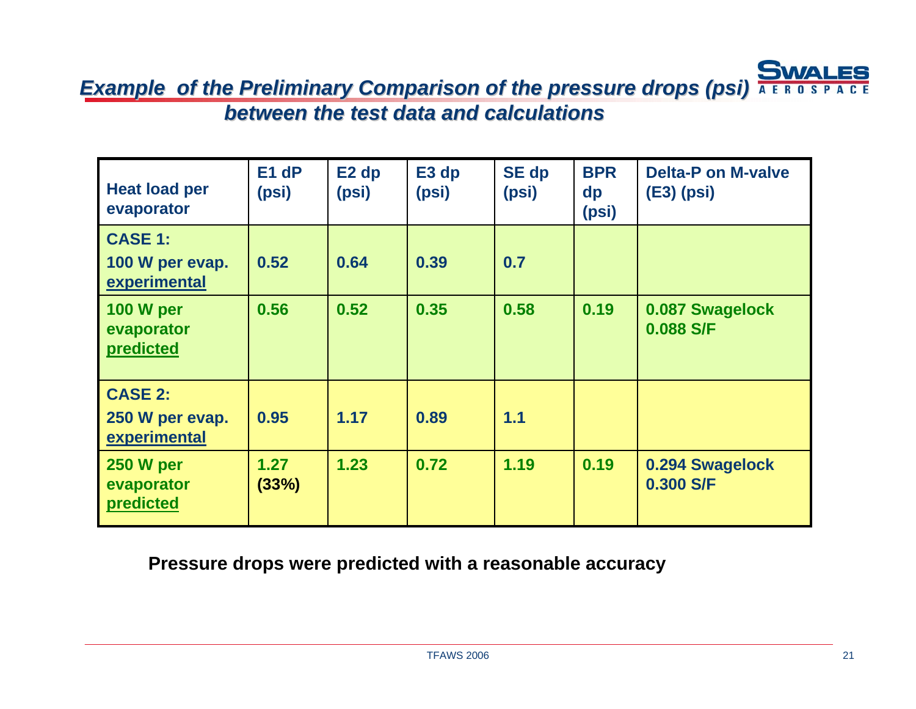# *Example of the Preliminary Comparison of the pressure drops (psi) between the test data and calculations*

| Heat load per evaporator | E1 dP (psi) | E2 dp (psi) | E3 dp (psi) | SE dp (psi) | BPR dp (psi) | Delta-P on M-valve (E3) (psi) |
|---|---|---|---|---|---|---|
| **CASE 1:** 100 W per evap. experimental | 0.52 | 0.64 | 0.39 | 0.7 | | |
| 100 W per evaporator predicted | 0.56 | 0.52 | 0.35 | 0.58 | 0.19 | 0.087 Swagelock 0.088 S/F |
| **CASE 2:** 250 W per evap. experimental | 0.95 | 1.17 | 0.89 | 1.1 | | |
| 250 W per evaporator predicted | 1.27 (33%) | 1.23 | 0.72 | 1.19 | 0.19 | 0.294 Swagelock 0.300 S/F |

**Pressure drops were predicted with a reasonable accuracy**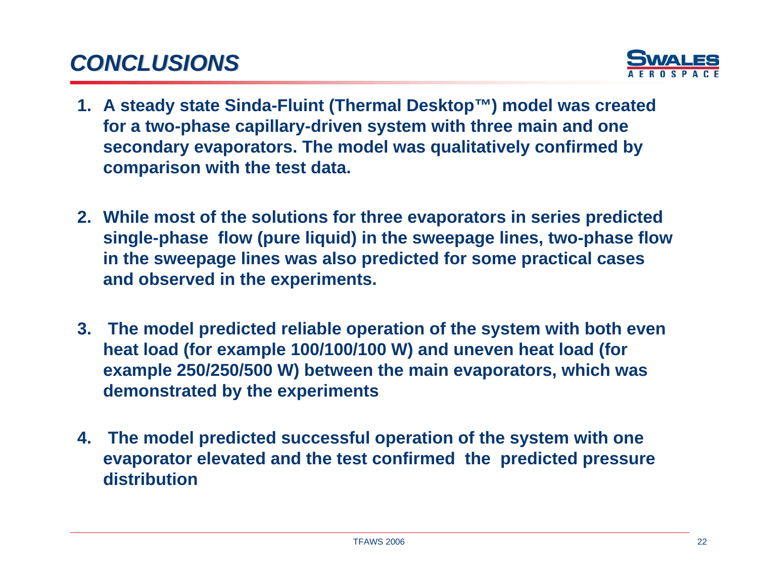# CONCLUSIONS

1. **A steady state Sinda-Fluint (Thermal Desktop™) model was created for a two-phase capillary-driven system with three main and one secondary evaporators. The model was qualitatively confirmed by comparison with the test data.**

2. **While most of the solutions for three evaporators in series predicted single-phase flow (pure liquid) in the sweepage lines, two-phase flow in the sweepage lines was also predicted for some practical cases and observed in the experiments.**

3. **The model predicted reliable operation of the system with both even heat load (for example 100/100/100 W) and uneven heat load (for example 250/250/500 W) between the main evaporators, which was demonstrated by the experiments**

4. **The model predicted successful operation of the system with one evaporator elevated and the test confirmed the predicted pressure distribution**